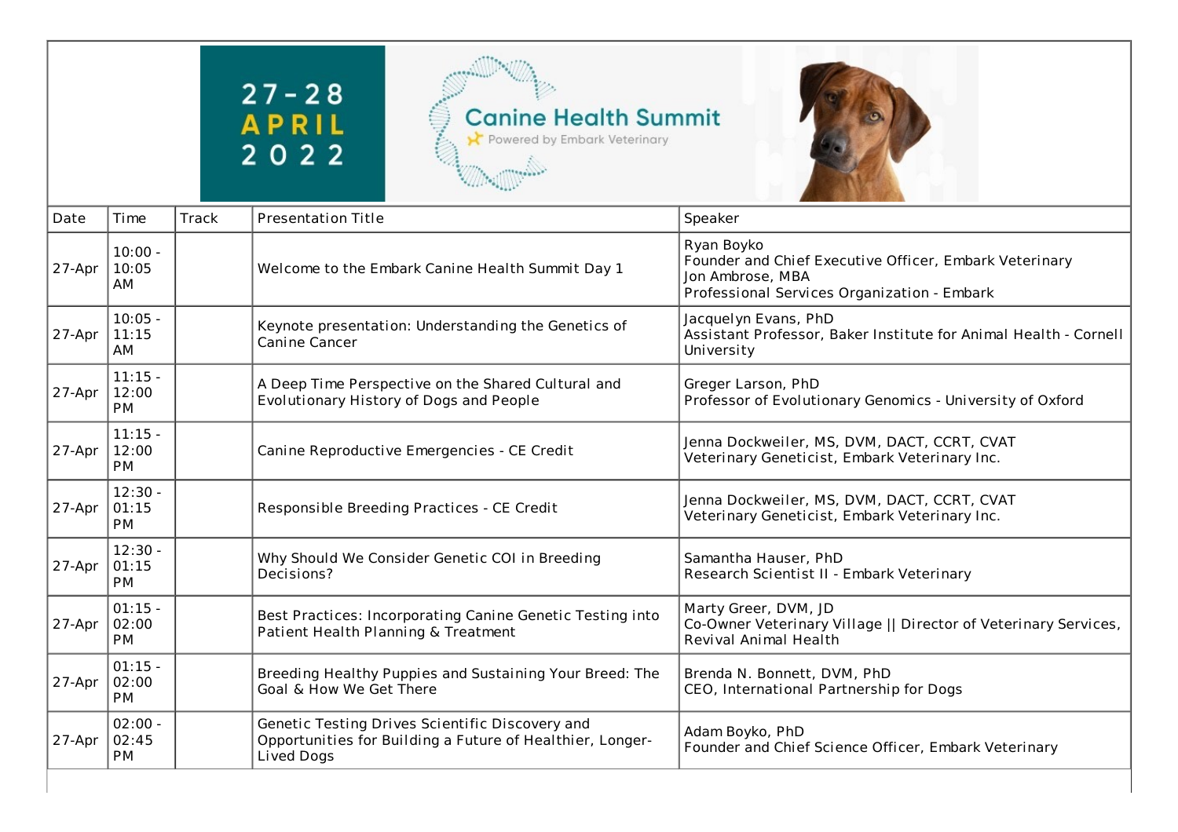27 - 28 APRIL 2022

Canine Health Summit

Powered by Embark Veterinary

| Date | Time | Track | Presentation Title | Speaker |
| --- | --- | --- | --- | --- |
| 27-Apr | 10:00 - 10:05 AM | | Welcome to the Embark Canine Health Summit Day 1 | Ryan Boyko<br>Founder and Chief Executive Officer, Embark Veterinary<br>Jon Ambrose, MBA<br>Professional Services Organization - Embark |
| 27-Apr | 10:05 - 11:15 AM | | Keynote presentation: Understanding the Genetics of Canine Cancer | Jacquelyn Evans, PhD<br>Assistant Professor, Baker Institute for Animal Health - Cornell University |
| 27-Apr | 11:15 - 12:00 PM | | A Deep Time Perspective on the Shared Cultural and Evolutionary History of Dogs and People | Greger Larson, PhD<br>Professor of Evolutionary Genomics - University of Oxford |
| 27-Apr | 11:15 - 12:00 PM | | Canine Reproductive Emergencies - CE Credit | Jenna Dockweiler, MS, DVM, DACT, CCRT, CVAT<br>Veterinary Geneticist, Embark Veterinary Inc. |
| 27-Apr | 12:30 - 01:15 PM | | Responsible Breeding Practices - CE Credit | Jenna Dockweiler, MS, DVM, DACT, CCRT, CVAT<br>Veterinary Geneticist, Embark Veterinary Inc. |
| 27-Apr | 12:30 - 01:15 PM | | Why Should We Consider Genetic COI in Breeding Decisions? | Samantha Hauser, PhD<br>Research Scientist II - Embark Veterinary |
| 27-Apr | 01:15 - 02:00 PM | | Best Practices: Incorporating Canine Genetic Testing into Patient Health Planning & Treatment | Marty Greer, DVM, JD<br>Co-Owner Veterinary Village \|\| Director of Veterinary Services, Revival Animal Health |
| 27-Apr | 01:15 - 02:00 PM | | Breeding Healthy Puppies and Sustaining Your Breed: The Goal & How We Get There | Brenda N. Bonnett, DVM, PhD<br>CEO, International Partnership for Dogs |
| 27-Apr | 02:00 - 02:45 PM | | Genetic Testing Drives Scientific Discovery and Opportunities for Building a Future of Healthier, Longer-Lived Dogs | Adam Boyko, PhD<br>Founder and Chief Science Officer, Embark Veterinary |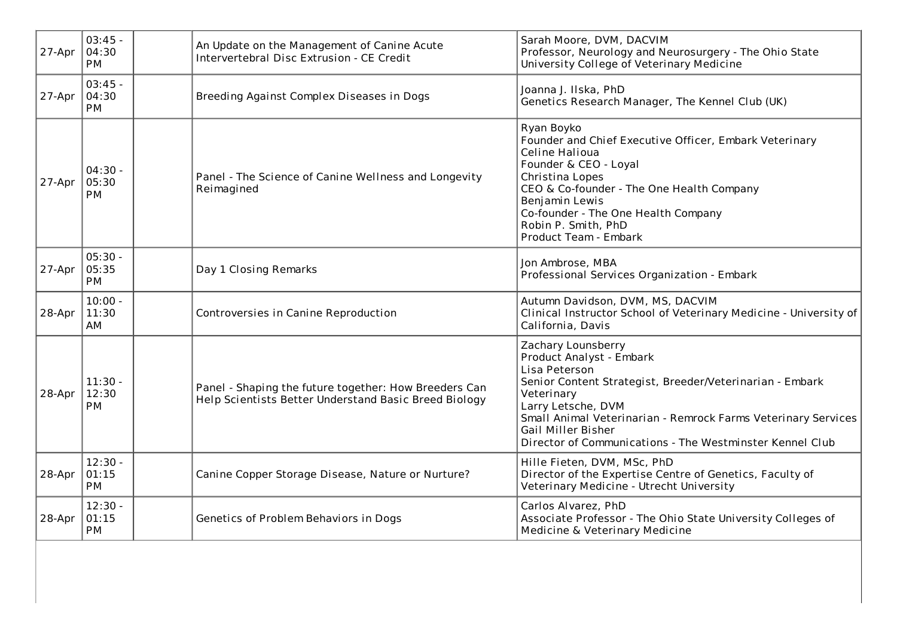| | | | | |
|---|---|---|---|---|
| 27-Apr | 03:45 - 04:30 PM | | An Update on the Management of Canine Acute Intervertebral Disc Extrusion - CE Credit | Sarah Moore, DVM, DACVIM<br>Professor, Neurology and Neurosurgery - The Ohio State University College of Veterinary Medicine |
| 27-Apr | 03:45 - 04:30 PM | | Breeding Against Complex Diseases in Dogs | Joanna J. Ilska, PhD<br>Genetics Research Manager, The Kennel Club (UK) |
| 27-Apr | 04:30 - 05:30 PM | | Panel - The Science of Canine Wellness and Longevity Reimagined | Ryan Boyko<br>Founder and Chief Executive Officer, Embark Veterinary<br>Celine Halioua<br>Founder & CEO - Loyal<br>Christina Lopes<br>CEO & Co-founder - The One Health Company<br>Benjamin Lewis<br>Co-founder - The One Health Company<br>Robin P. Smith, PhD<br>Product Team - Embark |
| 27-Apr | 05:30 - 05:35 PM | | Day 1 Closing Remarks | Jon Ambrose, MBA<br>Professional Services Organization - Embark |
| 28-Apr | 10:00 - 11:30 AM | | Controversies in Canine Reproduction | Autumn Davidson, DVM, MS, DACVIM<br>Clinical Instructor School of Veterinary Medicine - University of California, Davis |
| 28-Apr | 11:30 - 12:30 PM | | Panel - Shaping the future together: How Breeders Can Help Scientists Better Understand Basic Breed Biology | Zachary Lounsberry<br>Product Analyst - Embark<br>Lisa Peterson<br>Senior Content Strategist, Breeder/Veterinarian - Embark Veterinary<br>Larry Letsche, DVM<br>Small Animal Veterinarian - Remrock Farms Veterinary Services<br>Gail Miller Bisher<br>Director of Communications - The Westminster Kennel Club |
| 28-Apr | 12:30 - 01:15 PM | | Canine Copper Storage Disease, Nature or Nurture? | Hille Fieten, DVM, MSc, PhD<br>Director of the Expertise Centre of Genetics, Faculty of Veterinary Medicine - Utrecht University |
| 28-Apr | 12:30 - 01:15 PM | | Genetics of Problem Behaviors in Dogs | Carlos Alvarez, PhD<br>Associate Professor - The Ohio State University Colleges of Medicine & Veterinary Medicine |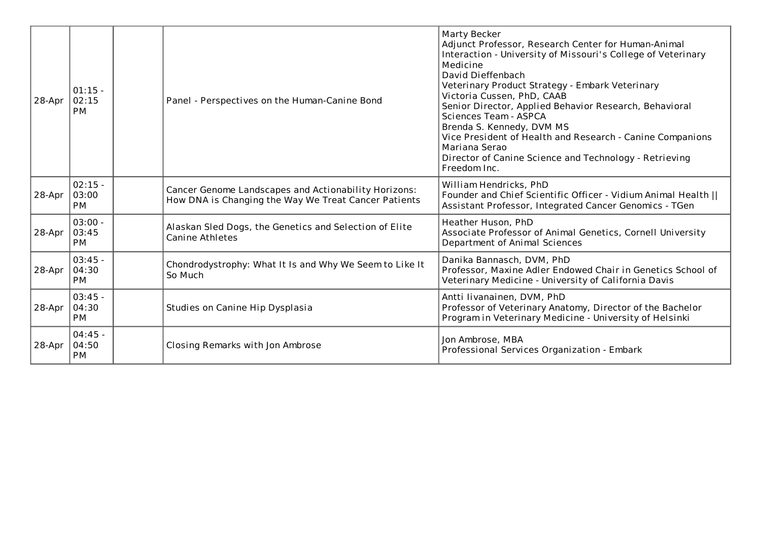| | | | | |
|---|---|---|---|---|
| 28-Apr | 01:15 - 02:15 PM | | Panel - Perspectives on the Human-Canine Bond | Marty Becker<br>Adjunct Professor, Research Center for Human-Animal Interaction - University of Missouri's College of Veterinary Medicine<br>David Dieffenbach<br>Veterinary Product Strategy - Embark Veterinary<br>Victoria Cussen, PhD, CAAB<br>Senior Director, Applied Behavior Research, Behavioral Sciences Team - ASPCA<br>Brenda S. Kennedy, DVM MS<br>Vice President of Health and Research - Canine Companions<br>Mariana Serao<br>Director of Canine Science and Technology - Retrieving Freedom Inc. |
| 28-Apr | 02:15 - 03:00 PM | | Cancer Genome Landscapes and Actionability Horizons: How DNA is Changing the Way We Treat Cancer Patients | William Hendricks, PhD<br>Founder and Chief Scientific Officer - Vidium Animal Health \|\| Assistant Professor, Integrated Cancer Genomics - TGen |
| 28-Apr | 03:00 - 03:45 PM | | Alaskan Sled Dogs, the Genetics and Selection of Elite Canine Athletes | Heather Huson, PhD<br>Associate Professor of Animal Genetics, Cornell University Department of Animal Sciences |
| 28-Apr | 03:45 - 04:30 PM | | Chondrodystrophy: What It Is and Why We Seem to Like It So Much | Danika Bannasch, DVM, PhD<br>Professor, Maxine Adler Endowed Chair in Genetics School of Veterinary Medicine - University of California Davis |
| 28-Apr | 03:45 - 04:30 PM | | Studies on Canine Hip Dysplasia | Antti Iivanainen, DVM, PhD<br>Professor of Veterinary Anatomy, Director of the Bachelor Program in Veterinary Medicine - University of Helsinki |
| 28-Apr | 04:45 - 04:50 PM | | Closing Remarks with Jon Ambrose | Jon Ambrose, MBA<br>Professional Services Organization - Embark |